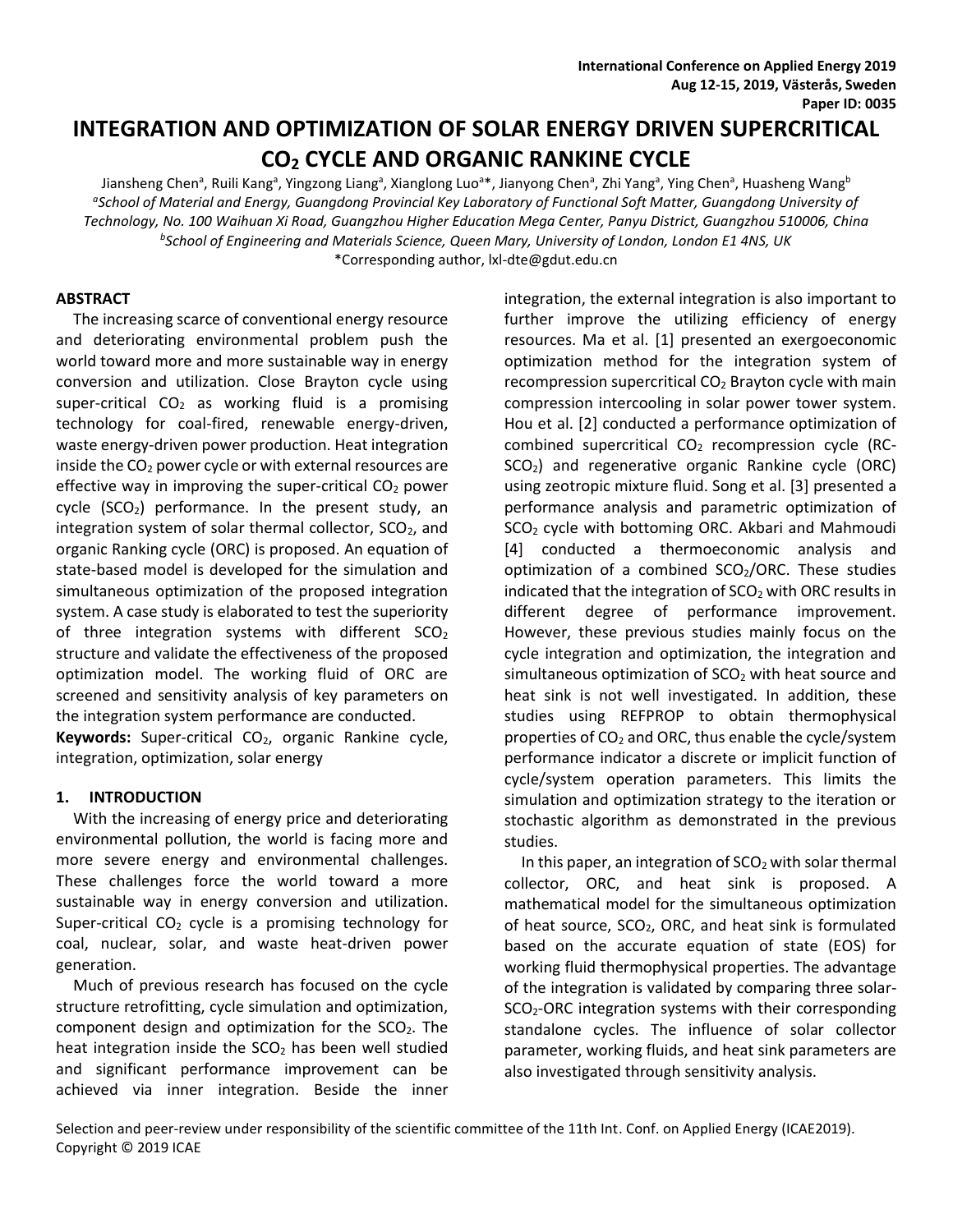# INTEGRATION AND OPTIMIZATION OF SOLAR ENERGY DRIVEN SUPERCRITICAL $CO_2$ CYCLE AND ORGANIC RANKINE CYCLE

Jiansheng Chen[a], Ruili Kang[a], Yingzong Liang[a], Xianglong Luo[a]*, Jianyong Chen[a], Zhi Yang[a], Ying Chen[a], Huasheng Wang[b]

[a]*School of Material and Energy, Guangdong Provincial Key Laboratory of Functional Soft Matter, Guangdong University of Technology, No. 100 Waihuan Xi Road, Guangzhou Higher Education Mega Center, Panyu District, Guangzhou 510006, China*

[b]*School of Engineering and Materials Science, Queen Mary, University of London, London E1 4NS, UK*

*Corresponding author, lxl-dte@gdut.edu.cn

## ABSTRACT

The increasing scarce of conventional energy resource and deteriorating environmental problem push the world toward more and more sustainable way in energy conversion and utilization. Close Brayton cycle using super-critical $CO_2$ as working fluid is a promising technology for coal-fired, renewable energy-driven, waste energy-driven power production. Heat integration inside the $CO_2$ power cycle or with external resources are effective way in improving the super-critical $CO_2$ power cycle ($SCO_2$) performance. In the present study, an integration system of solar thermal collector, $SCO_2$, and organic Ranking cycle (ORC) is proposed. An equation of state-based model is developed for the simulation and simultaneous optimization of the proposed integration system. A case study is elaborated to test the superiority of three integration systems with different $SCO_2$ structure and validate the effectiveness of the proposed optimization model. The working fluid of ORC are screened and sensitivity analysis of key parameters on the integration system performance are conducted.

**Keywords:** Super-critical $CO_2$, organic Rankine cycle, integration, optimization, solar energy

## 1. INTRODUCTION

With the increasing of energy price and deteriorating environmental pollution, the world is facing more and more severe energy and environmental challenges. These challenges force the world toward a more sustainable way in energy conversion and utilization. Super-critical $CO_2$ cycle is a promising technology for coal, nuclear, solar, and waste heat-driven power generation.

Much of previous research has focused on the cycle structure retrofitting, cycle simulation and optimization, component design and optimization for the $SCO_2$. The heat integration inside the $SCO_2$ has been well studied and significant performance improvement can be achieved via inner integration. Beside the inner integration, the external integration is also important to further improve the utilizing efficiency of energy resources. Ma et al. [1] presented an exergoeconomic optimization method for the integration system of recompression supercritical $CO_2$ Brayton cycle with main compression intercooling in solar power tower system. Hou et al. [2] conducted a performance optimization of combined supercritical $CO_2$ recompression cycle (RC-$SCO_2$) and regenerative organic Rankine cycle (ORC) using zeotropic mixture fluid. Song et al. [3] presented a performance analysis and parametric optimization of $SCO_2$ cycle with bottoming ORC. Akbari and Mahmoudi [4] conducted a thermoeconomic analysis and optimization of a combined $SCO_2$/ORC. These studies indicated that the integration of $SCO_2$ with ORC results in different degree of performance improvement. However, these previous studies mainly focus on the cycle integration and optimization, the integration and simultaneous optimization of $SCO_2$ with heat source and heat sink is not well investigated. In addition, these studies using REFPROP to obtain thermophysical properties of $CO_2$ and ORC, thus enable the cycle/system performance indicator a discrete or implicit function of cycle/system operation parameters. This limits the simulation and optimization strategy to the iteration or stochastic algorithm as demonstrated in the previous studies.

In this paper, an integration of $SCO_2$ with solar thermal collector, ORC, and heat sink is proposed. A mathematical model for the simultaneous optimization of heat source, $SCO_2$, ORC, and heat sink is formulated based on the accurate equation of state (EOS) for working fluid thermophysical properties. The advantage of the integration is validated by comparing three solar-$SCO_2$-ORC integration systems with their corresponding standalone cycles. The influence of solar collector parameter, working fluids, and heat sink parameters are also investigated through sensitivity analysis.

Selection and peer-review under responsibility of the scientific committee of the 11th Int. Conf. on Applied Energy (ICAE2019).
Copyright © 2019 ICAE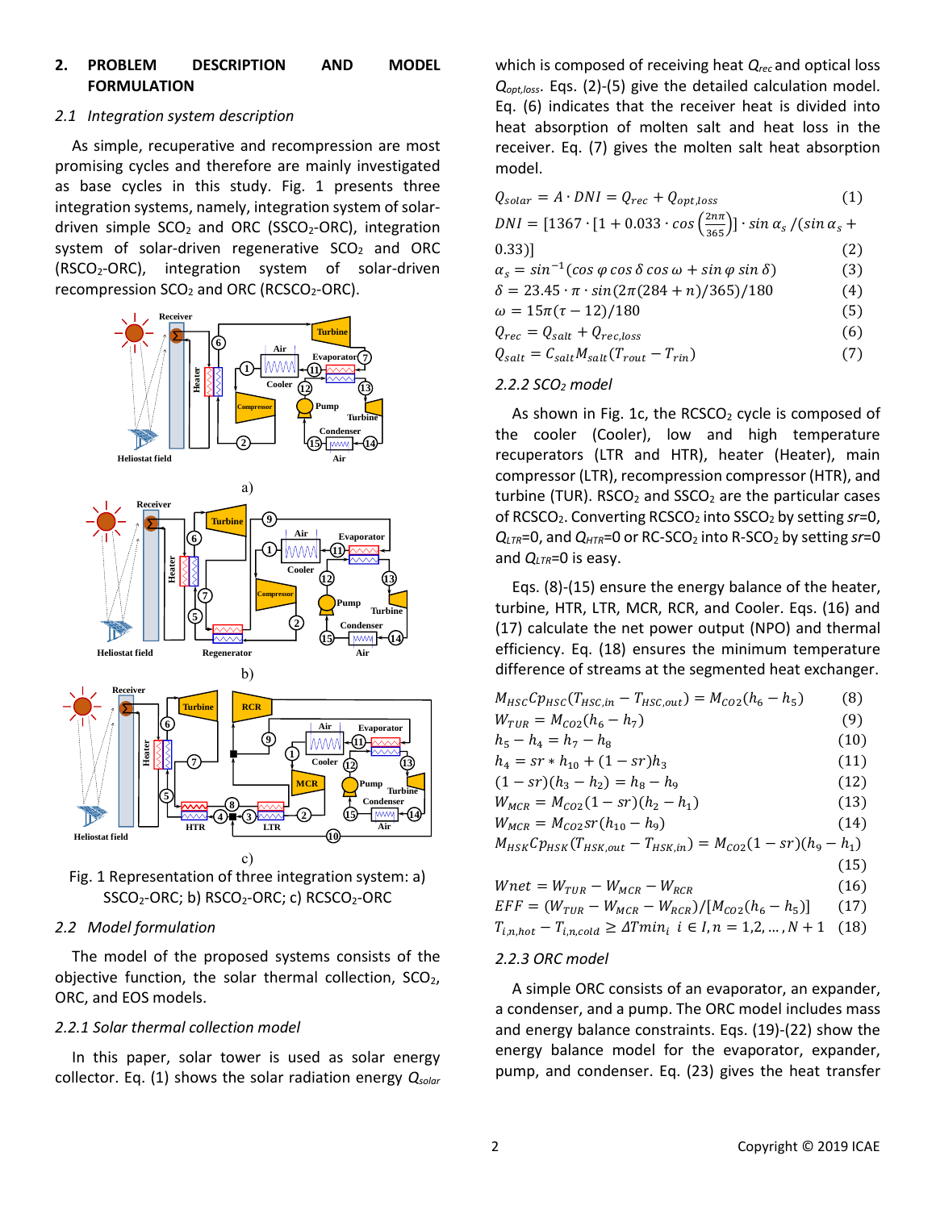## 2. PROBLEM DESCRIPTION AND MODEL FORMULATION

### 2.1 Integration system description

As simple, recuperative and recompression are most promising cycles and therefore are mainly investigated as base cycles in this study. Fig. 1 presents three integration systems, namely, integration system of solar-driven simple $SCO_2$ and ORC ($SSCO_2$-ORC), integration system of solar-driven regenerative $SCO_2$ and ORC ($RSCO_2$-ORC), integration system of solar-driven recompression $SCO_2$ and ORC ($RCSCO_2$-ORC).

Fig. 1 Representation of three integration system: a) $SSCO_2$-ORC; b) $RSCO_2$-ORC; c) $RCSCO_2$-ORC

### 2.2 Model formulation

The model of the proposed systems consists of the objective function, the solar thermal collection, $SCO_2$, ORC, and EOS models.

#### 2.2.1 Solar thermal collection model

In this paper, solar tower is used as solar energy collector. Eq. (1) shows the solar radiation energy $Q_{solar}$ which is composed of receiving heat $Q_{rec}$ and optical loss $Q_{opt,loss}$. Eqs. (2)-(5) give the detailed calculation model. Eq. (6) indicates that the receiver heat is divided into heat absorption of molten salt and heat loss in the receiver. Eq. (7) gives the molten salt heat absorption model.

$$Q_{solar} = A \cdot DNI = Q_{rec} + Q_{opt,loss} \tag{1}$$

$$DNI = [1367 \cdot [1 + 0.033 \cdot \cos\left(\frac{2n\pi}{365}\right)] \cdot \sin\alpha_s / (\sin\alpha_s + 0.33)] \tag{2}$$

$$\alpha_s = \sin^{-1}(\cos\varphi \cos\delta \cos\omega + \sin\varphi \sin\delta) \tag{3}$$

$$\delta = 23.45 \cdot \pi \cdot \sin(2\pi(284 + n)/365)/180 \tag{4}$$

$$\omega = 15\pi(\tau - 12)/180 \tag{5}$$

$$Q_{rec} = Q_{salt} + Q_{rec,loss} \tag{6}$$

$$Q_{salt} = C_{salt} M_{salt} (T_{rout} - T_{rin}) \tag{7}$$

#### 2.2.2 $SCO_2$ model

As shown in Fig. 1c, the $RCSCO_2$ cycle is composed of the cooler (Cooler), low and high temperature recuperators (LTR and HTR), heater (Heater), main compressor (LTR), recompression compressor (HTR), and turbine (TUR). $RSCO_2$ and $SSCO_2$ are the particular cases of $RCSCO_2$. Converting $RCSCO_2$ into $SSCO_2$ by setting $sr$=0, $Q_{LTR}$=0, and $Q_{HTR}$=0 or RC-$SCO_2$ into R-$SCO_2$ by setting $sr$=0 and $Q_{LTR}$=0 is easy.

Eqs. (8)-(15) ensure the energy balance of the heater, turbine, HTR, LTR, MCR, RCR, and Cooler. Eqs. (16) and (17) calculate the net power output (NPO) and thermal efficiency. Eq. (18) ensures the minimum temperature difference of streams at the segmented heat exchanger.

$$M_{HSC} Cp_{HSC} (T_{HSC,in} - T_{HSC,out}) = M_{CO2}(h_6 - h_5) \tag{8}$$

$$W_{TUR} = M_{CO2}(h_6 - h_7) \tag{9}$$

$$h_5 - h_4 = h_7 - h_8 \tag{10}$$

$$h_4 = sr * h_{10} + (1 - sr) h_3 \tag{11}$$

$$(1 - sr)(h_3 - h_2) = h_8 - h_9 \tag{12}$$

$$W_{MCR} = M_{CO2}(1 - sr)(h_2 - h_1) \tag{13}$$

$$W_{MCR} = M_{CO2} sr (h_{10} - h_9) \tag{14}$$

$$M_{HSK} Cp_{HSK} (T_{HSK,out} - T_{HSK,in}) = M_{CO2}(1 - sr)(h_9 - h_1) \tag{15}$$

$$Wnet = W_{TUR} - W_{MCR} - W_{RCR} \tag{16}$$

$$EFF = (W_{TUR} - W_{MCR} - W_{RCR}) / [M_{CO2}(h_6 - h_5)] \tag{17}$$

$$T_{i,n,hot} - T_{i,n,cold} \geq \Delta Tmin_i \;\; i \in I, n = 1,2, \ldots, N+1 \tag{18}$$

#### 2.2.3 ORC model

A simple ORC consists of an evaporator, an expander, a condenser, and a pump. The ORC model includes mass and energy balance constraints. Eqs. (19)-(22) show the energy balance model for the evaporator, expander, pump, and condenser. Eq. (23) gives the heat transfer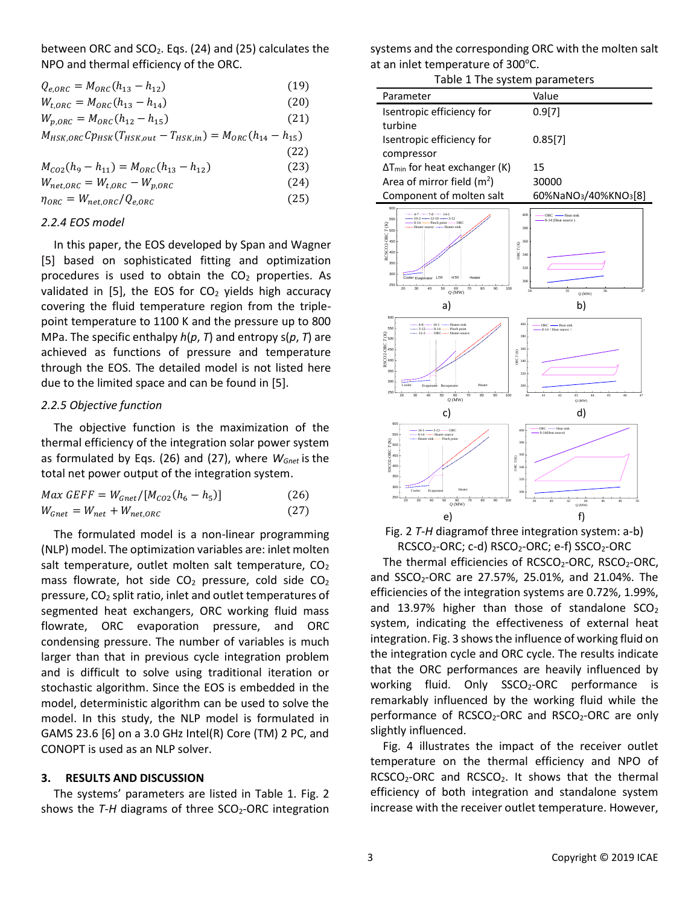between ORC and $SCO_2$. Eqs. (24) and (25) calculates the NPO and thermal efficiency of the ORC.

$$Q_{e,ORC} = M_{ORC}(h_{13} - h_{12}) \tag{19}$$

$$W_{t,ORC} = M_{ORC}(h_{13} - h_{14}) \tag{20}$$

$$W_{p,ORC} = M_{ORC}(h_{12} - h_{15}) \tag{21}$$

$$M_{HSK,ORC}Cp_{HSK}(T_{HSK,out} - T_{HSK,in}) = M_{ORC}(h_{14} - h_{15}) \tag{22}$$

$$M_{CO2}(h_9 - h_{11}) = M_{ORC}(h_{13} - h_{12}) \tag{23}$$

$$W_{net,ORC} = W_{t,ORC} - W_{p,ORC} \tag{24}$$

$$\eta_{ORC} = W_{net,ORC}/Q_{e,ORC} \tag{25}$$

### 2.2.4 EOS model

In this paper, the EOS developed by Span and Wagner [5] based on sophisticated fitting and optimization procedures is used to obtain the $CO_2$ properties. As validated in [5], the EOS for $CO_2$ yields high accuracy covering the fluid temperature region from the triple-point temperature to 1100 K and the pressure up to 800 MPa. The specific enthalpy $h(p, T)$ and entropy $s(p, T)$ are achieved as functions of pressure and temperature through the EOS. The detailed model is not listed here due to the limited space and can be found in [5].

### 2.2.5 Objective function

The objective function is the maximization of the thermal efficiency of the integration solar power system as formulated by Eqs. (26) and (27), where $W_{Gnet}$ is the total net power output of the integration system.

$$Max\ GEFF = W_{Gnet}/[M_{CO2}(h_6 - h_5)] \tag{26}$$

$$W_{Gnet} = W_{net} + W_{net,ORC} \tag{27}$$

The formulated model is a non-linear programming (NLP) model. The optimization variables are: inlet molten salt temperature, outlet molten salt temperature, $CO_2$ mass flowrate, hot side $CO_2$ pressure, cold side $CO_2$ pressure, $CO_2$ split ratio, inlet and outlet temperatures of segmented heat exchangers, ORC working fluid mass flowrate, ORC evaporation pressure, and ORC condensing pressure. The number of variables is much larger than that in previous cycle integration problem and is difficult to solve using traditional iteration or stochastic algorithm. Since the EOS is embedded in the model, deterministic algorithm can be used to solve the model. In this study, the NLP model is formulated in GAMS 23.6 [6] on a 3.0 GHz Intel(R) Core (TM) 2 PC, and CONOPT is used as an NLP solver.

## 3. RESULTS AND DISCUSSION

The systems' parameters are listed in Table 1. Fig. 2 shows the *T-H* diagrams of three $SCO_2$-ORC integration systems and the corresponding ORC with the molten salt at an inlet temperature of 300°C.

Table 1 The system parameters

| Parameter | Value |
|---|---|
| Isentropic efficiency for turbine | 0.9[7] |
| Isentropic efficiency for compressor | 0.85[7] |
| $\Delta T_{min}$ for heat exchanger (K) | 15 |
| Area of mirror field ($m^2$) | 30000 |
| Component of molten salt | 60%$NaNO_3$/40%$KNO_3$[8] |

Fig. 2 *T-H* diagramof three integration system: a-b) $RCSCO_2$-ORC; c-d) $RSCO_2$-ORC; e-f) $SSCO_2$-ORC

The thermal efficiencies of $RCSCO_2$-ORC, $RSCO_2$-ORC, and $SSCO_2$-ORC are 27.57%, 25.01%, and 21.04%. The efficiencies of the integration systems are 0.72%, 1.99%, and 13.97% higher than those of standalone $SCO_2$ system, indicating the effectiveness of external heat integration. Fig. 3 shows the influence of working fluid on the integration cycle and ORC cycle. The results indicate that the ORC performances are heavily influenced by working fluid. Only $SSCO_2$-ORC performance is remarkably influenced by the working fluid while the performance of $RCSCO_2$-ORC and $RSCO_2$-ORC are only slightly influenced.

Fig. 4 illustrates the impact of the receiver outlet temperature on the thermal efficiency and NPO of $RCSCO_2$-ORC and $RCSCO_2$. It shows that the thermal efficiency of both integration and standalone system increase with the receiver outlet temperature. However,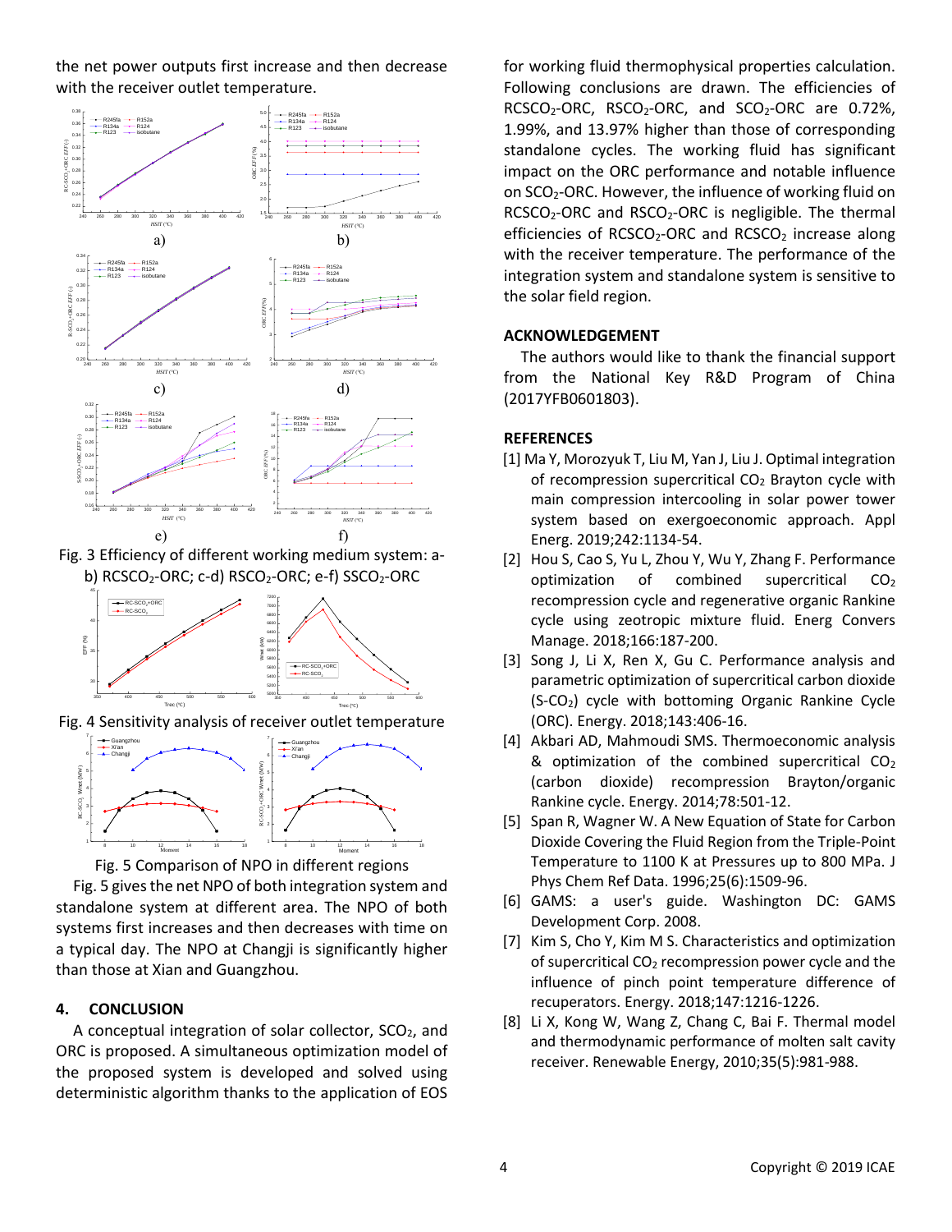the net power outputs first increase and then decrease with the receiver outlet temperature.

R245fa
R152a
R134a
R124
R123
isobutane
RC-SCO2+ORC EFF (r)
HSIT (°C)
a)

R245fa
R152a
R134a
R124
R123
isobutane
ORC EFF (%)
HSIT (°C)
b)

R245fa
R152a
R134a
R124
R123
isobutane
R-SCO2+ORC EFF (r)
HSIT (°C)
c)

R245fa
R152a
R134a
R124
R123
isobutane
ORC EFF(%)
HSIT (°C)
d)

R245fa
R152a
R134a
R124
R123
isobutane
S-SCO2+ORC EFF (r)
HSIT (°C)
e)

R245fa
R152a
R134a
R124
R123
isobutane
ORC EFF (%)
HSIT (°C)
f)

Fig. 3 Efficiency of different working medium system: a-b) $RCSCO_2$-ORC; c-d) $RSCO_2$-ORC; e-f) $SSCO_2$-ORC

RC-SCO2+ORC
RC-SCO2
EFF (%)
Trec (°C)

RC-SCO2+ORC
RC-SCO2
Wnet (kW)
Trec (°C)

Fig. 4 Sensitivity analysis of receiver outlet temperature

Guangzhou
Xi'an
Changji
RC-SCO2 Wnet (MW)
Moment

Guangzhou
Xi'an
Changji
RC-SCO2+ORC Wnet (MW)
Moment

Fig. 5 Comparison of NPO in different regions

Fig. 5 gives the net NPO of both integration system and standalone system at different area. The NPO of both systems first increases and then decreases with time on a typical day. The NPO at Changji is significantly higher than those at Xian and Guangzhou.

## 4. CONCLUSION

A conceptual integration of solar collector, $SCO_2$, and ORC is proposed. A simultaneous optimization model of the proposed system is developed and solved using deterministic algorithm thanks to the application of EOS for working fluid thermophysical properties calculation. Following conclusions are drawn. The efficiencies of $RCSCO_2$-ORC, $RSCO_2$-ORC, and $SCO_2$-ORC are 0.72%, 1.99%, and 13.97% higher than those of corresponding standalone cycles. The working fluid has significant impact on the ORC performance and notable influence on $SCO_2$-ORC. However, the influence of working fluid on $RCSCO_2$-ORC and $RSCO_2$-ORC is negligible. The thermal efficiencies of $RCSCO_2$-ORC and $RCSCO_2$ increase along with the receiver temperature. The performance of the integration system and standalone system is sensitive to the solar field region.

## ACKNOWLEDGEMENT

The authors would like to thank the financial support from the National Key R&D Program of China (2017YFB0601803).

## REFERENCES

[1] Ma Y, Morozyuk T, Liu M, Yan J, Liu J. Optimal integration of recompression supercritical $CO_2$ Brayton cycle with main compression intercooling in solar power tower system based on exergoeconomic approach. Appl Energ. 2019;242:1134-54.

[2] Hou S, Cao S, Yu L, Zhou Y, Wu Y, Zhang F. Performance optimization of combined supercritical $CO_2$ recompression cycle and regenerative organic Rankine cycle using zeotropic mixture fluid. Energ Convers Manage. 2018;166:187-200.

[3] Song J, Li X, Ren X, Gu C. Performance analysis and parametric optimization of supercritical carbon dioxide (S-$CO_2$) cycle with bottoming Organic Rankine Cycle (ORC). Energy. 2018;143:406-16.

[4] Akbari AD, Mahmoudi SMS. Thermoeconomic analysis & optimization of the combined supercritical $CO_2$ (carbon dioxide) recompression Brayton/organic Rankine cycle. Energy. 2014;78:501-12.

[5] Span R, Wagner W. A New Equation of State for Carbon Dioxide Covering the Fluid Region from the Triple-Point Temperature to 1100 K at Pressures up to 800 MPa. J Phys Chem Ref Data. 1996;25(6):1509-96.

[6] GAMS: a user's guide. Washington DC: GAMS Development Corp. 2008.

[7] Kim S, Cho Y, Kim M S. Characteristics and optimization of supercritical $CO_2$ recompression power cycle and the influence of pinch point temperature difference of recuperators. Energy. 2018;147:1216-1226.

[8] Li X, Kong W, Wang Z, Chang C, Bai F. Thermal model and thermodynamic performance of molten salt cavity receiver. Renewable Energy, 2010;35(5):981-988.